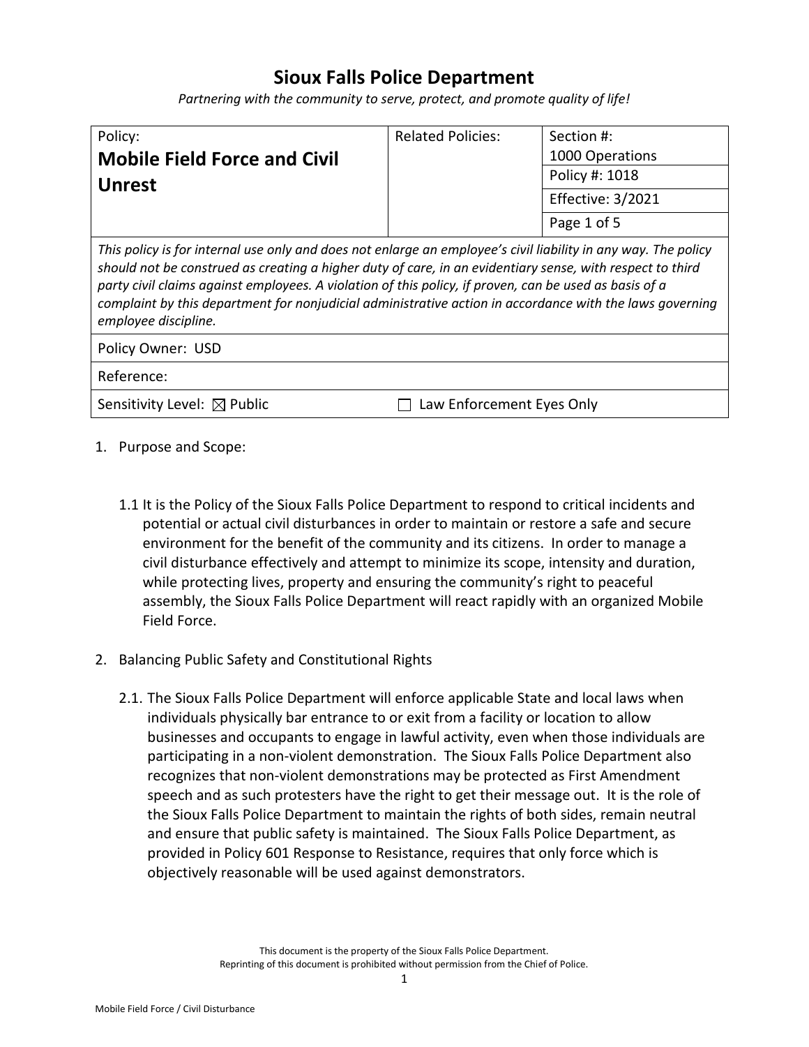# Sioux Falls Police Department

*Partnering with the community to serve, protect, and promote quality of life!*

| Policy: **Mobile Field Force and Civil Unrest** | Related Policies: | Section #: 1000 Operations |
|---|---|---|
| | | Policy #: 1018 |
| | | Effective: 3/2021 |
| | | Page 1 of 5 |

*This policy is for internal use only and does not enlarge an employee's civil liability in any way. The policy should not be construed as creating a higher duty of care, in an evidentiary sense, with respect to third party civil claims against employees. A violation of this policy, if proven, can be used as basis of a complaint by this department for nonjudicial administrative action in accordance with the laws governing employee discipline.*

Policy Owner: USD

Reference:

Sensitivity Level: ☒ Public ☐ Law Enforcement Eyes Only

1. Purpose and Scope:

   1.1 It is the Policy of the Sioux Falls Police Department to respond to critical incidents and potential or actual civil disturbances in order to maintain or restore a safe and secure environment for the benefit of the community and its citizens. In order to manage a civil disturbance effectively and attempt to minimize its scope, intensity and duration, while protecting lives, property and ensuring the community's right to peaceful assembly, the Sioux Falls Police Department will react rapidly with an organized Mobile Field Force.

2. Balancing Public Safety and Constitutional Rights

   2.1. The Sioux Falls Police Department will enforce applicable State and local laws when individuals physically bar entrance to or exit from a facility or location to allow businesses and occupants to engage in lawful activity, even when those individuals are participating in a non-violent demonstration. The Sioux Falls Police Department also recognizes that non-violent demonstrations may be protected as First Amendment speech and as such protesters have the right to get their message out. It is the role of the Sioux Falls Police Department to maintain the rights of both sides, remain neutral and ensure that public safety is maintained. The Sioux Falls Police Department, as provided in Policy 601 Response to Resistance, requires that only force which is objectively reasonable will be used against demonstrators.

This document is the property of the Sioux Falls Police Department.
Reprinting of this document is prohibited without permission from the Chief of Police.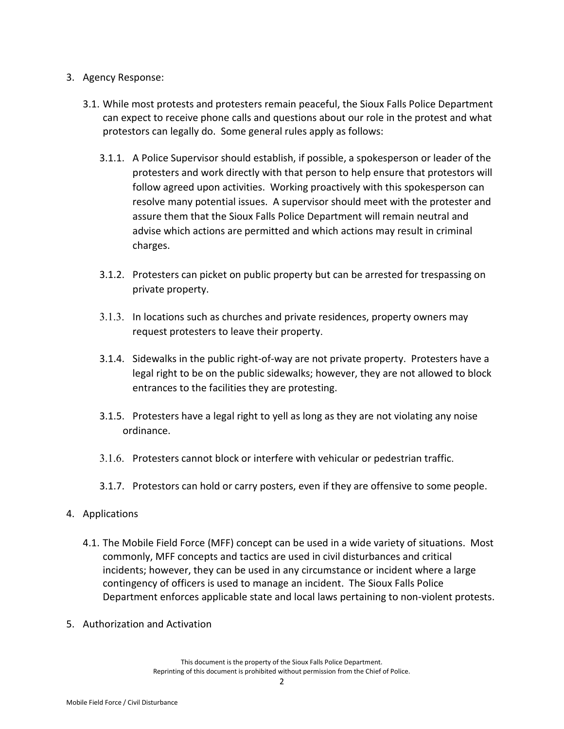3. Agency Response:

    3.1. While most protests and protesters remain peaceful, the Sioux Falls Police Department can expect to receive phone calls and questions about our role in the protest and what protestors can legally do. Some general rules apply as follows:

        3.1.1. A Police Supervisor should establish, if possible, a spokesperson or leader of the protesters and work directly with that person to help ensure that protestors will follow agreed upon activities. Working proactively with this spokesperson can resolve many potential issues. A supervisor should meet with the protester and assure them that the Sioux Falls Police Department will remain neutral and advise which actions are permitted and which actions may result in criminal charges.

        3.1.2. Protesters can picket on public property but can be arrested for trespassing on private property.

        3.1.3. In locations such as churches and private residences, property owners may request protesters to leave their property.

        3.1.4. Sidewalks in the public right-of-way are not private property. Protesters have a legal right to be on the public sidewalks; however, they are not allowed to block entrances to the facilities they are protesting.

        3.1.5. Protesters have a legal right to yell as long as they are not violating any noise ordinance.

        3.1.6. Protesters cannot block or interfere with vehicular or pedestrian traffic.

        3.1.7. Protestors can hold or carry posters, even if they are offensive to some people.

4. Applications

    4.1. The Mobile Field Force (MFF) concept can be used in a wide variety of situations. Most commonly, MFF concepts and tactics are used in civil disturbances and critical incidents; however, they can be used in any circumstance or incident where a large contingency of officers is used to manage an incident. The Sioux Falls Police Department enforces applicable state and local laws pertaining to non-violent protests.

5. Authorization and Activation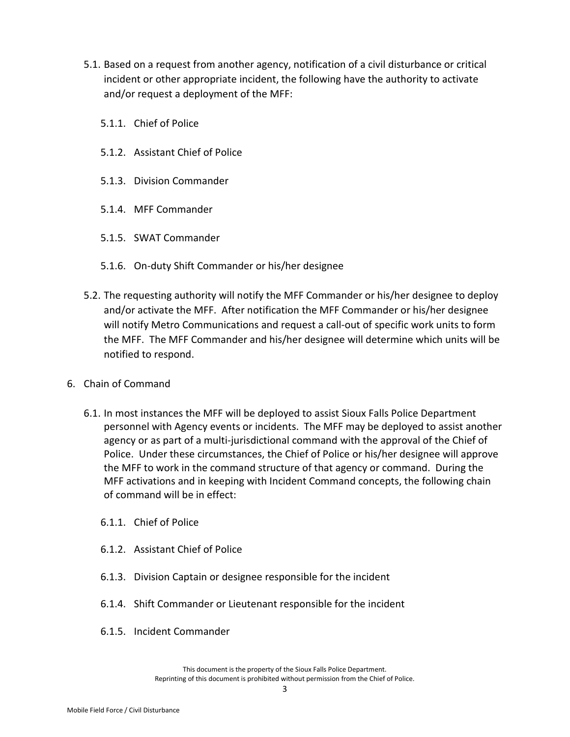5.1. Based on a request from another agency, notification of a civil disturbance or critical incident or other appropriate incident, the following have the authority to activate and/or request a deployment of the MFF:

5.1.1. Chief of Police

5.1.2. Assistant Chief of Police

5.1.3. Division Commander

5.1.4. MFF Commander

5.1.5. SWAT Commander

5.1.6. On-duty Shift Commander or his/her designee

5.2. The requesting authority will notify the MFF Commander or his/her designee to deploy and/or activate the MFF. After notification the MFF Commander or his/her designee will notify Metro Communications and request a call-out of specific work units to form the MFF. The MFF Commander and his/her designee will determine which units will be notified to respond.

6. Chain of Command

6.1. In most instances the MFF will be deployed to assist Sioux Falls Police Department personnel with Agency events or incidents. The MFF may be deployed to assist another agency or as part of a multi-jurisdictional command with the approval of the Chief of Police. Under these circumstances, the Chief of Police or his/her designee will approve the MFF to work in the command structure of that agency or command. During the MFF activations and in keeping with Incident Command concepts, the following chain of command will be in effect:

6.1.1. Chief of Police

6.1.2. Assistant Chief of Police

6.1.3. Division Captain or designee responsible for the incident

6.1.4. Shift Commander or Lieutenant responsible for the incident

6.1.5. Incident Commander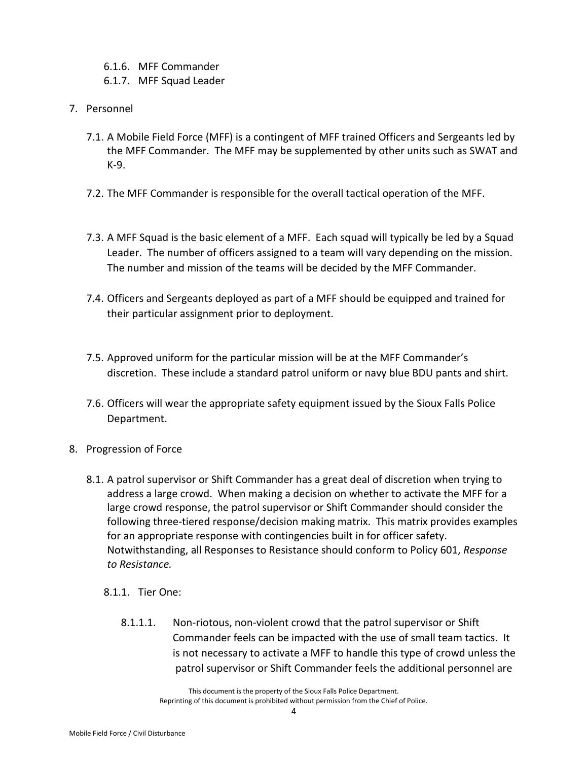6.1.6. MFF Commander

6.1.7. MFF Squad Leader

7. Personnel

   7.1. A Mobile Field Force (MFF) is a contingent of MFF trained Officers and Sergeants led by the MFF Commander. The MFF may be supplemented by other units such as SWAT and K-9.

   7.2. The MFF Commander is responsible for the overall tactical operation of the MFF.

   7.3. A MFF Squad is the basic element of a MFF. Each squad will typically be led by a Squad Leader. The number of officers assigned to a team will vary depending on the mission. The number and mission of the teams will be decided by the MFF Commander.

   7.4. Officers and Sergeants deployed as part of a MFF should be equipped and trained for their particular assignment prior to deployment.

   7.5. Approved uniform for the particular mission will be at the MFF Commander's discretion. These include a standard patrol uniform or navy blue BDU pants and shirt.

   7.6. Officers will wear the appropriate safety equipment issued by the Sioux Falls Police Department.

8. Progression of Force

   8.1. A patrol supervisor or Shift Commander has a great deal of discretion when trying to address a large crowd. When making a decision on whether to activate the MFF for a large crowd response, the patrol supervisor or Shift Commander should consider the following three-tiered response/decision making matrix. This matrix provides examples for an appropriate response with contingencies built in for officer safety. Notwithstanding, all Responses to Resistance should conform to Policy 601, *Response to Resistance.*

      8.1.1. Tier One:

         8.1.1.1. Non-riotous, non-violent crowd that the patrol supervisor or Shift Commander feels can be impacted with the use of small team tactics. It is not necessary to activate a MFF to handle this type of crowd unless the patrol supervisor or Shift Commander feels the additional personnel are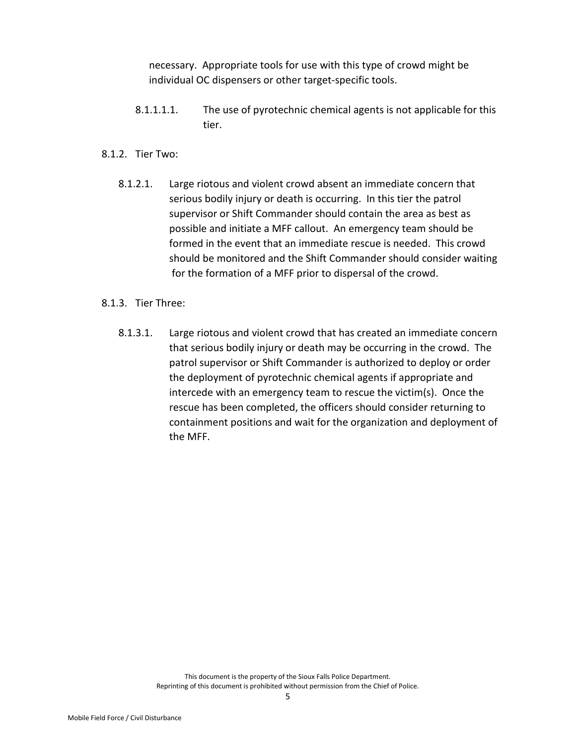necessary. Appropriate tools for use with this type of crowd might be individual OC dispensers or other target-specific tools.

8.1.1.1.1. The use of pyrotechnic chemical agents is not applicable for this tier.

8.1.2. Tier Two:

8.1.2.1. Large riotous and violent crowd absent an immediate concern that serious bodily injury or death is occurring. In this tier the patrol supervisor or Shift Commander should contain the area as best as possible and initiate a MFF callout. An emergency team should be formed in the event that an immediate rescue is needed. This crowd should be monitored and the Shift Commander should consider waiting for the formation of a MFF prior to dispersal of the crowd.

8.1.3. Tier Three:

8.1.3.1. Large riotous and violent crowd that has created an immediate concern that serious bodily injury or death may be occurring in the crowd. The patrol supervisor or Shift Commander is authorized to deploy or order the deployment of pyrotechnic chemical agents if appropriate and intercede with an emergency team to rescue the victim(s). Once the rescue has been completed, the officers should consider returning to containment positions and wait for the organization and deployment of the MFF.